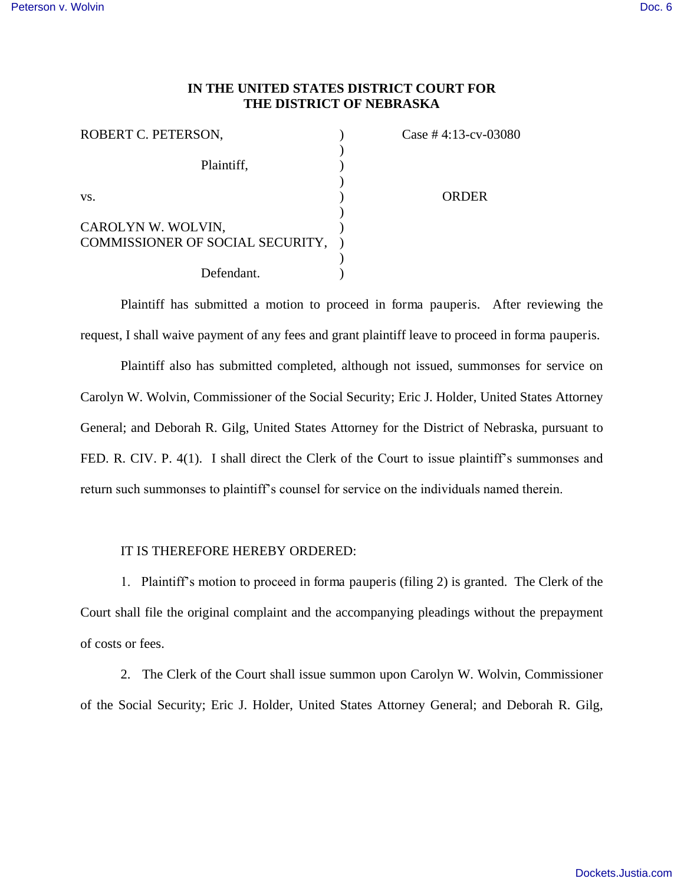**IN THE UNITED STATES DISTRICT COURT FOR THE DISTRICT OF NEBRASKA**

| | | |
|---|---|---|
| ROBERT C. PETERSON, | ) | Case # 4:13-cv-03080 |
| | ) | |
| Plaintiff, | ) | |
| | ) | |
| vs. | ) | ORDER |
| | ) | |
| CAROLYN W. WOLVIN, COMMISSIONER OF SOCIAL SECURITY, | ) | |
| | ) | |
| Defendant. | ) | |

Plaintiff has submitted a motion to proceed in forma pauperis. After reviewing the request, I shall waive payment of any fees and grant plaintiff leave to proceed in forma pauperis.

Plaintiff also has submitted completed, although not issued, summonses for service on Carolyn W. Wolvin, Commissioner of the Social Security; Eric J. Holder, United States Attorney General; and Deborah R. Gilg, United States Attorney for the District of Nebraska, pursuant to FED. R. CIV. P. 4(1). I shall direct the Clerk of the Court to issue plaintiff's summonses and return such summonses to plaintiff's counsel for service on the individuals named therein.

IT IS THEREFORE HEREBY ORDERED:

1. Plaintiff's motion to proceed in forma pauperis (filing 2) is granted. The Clerk of the Court shall file the original complaint and the accompanying pleadings without the prepayment of costs or fees.

2. The Clerk of the Court shall issue summon upon Carolyn W. Wolvin, Commissioner of the Social Security; Eric J. Holder, United States Attorney General; and Deborah R. Gilg,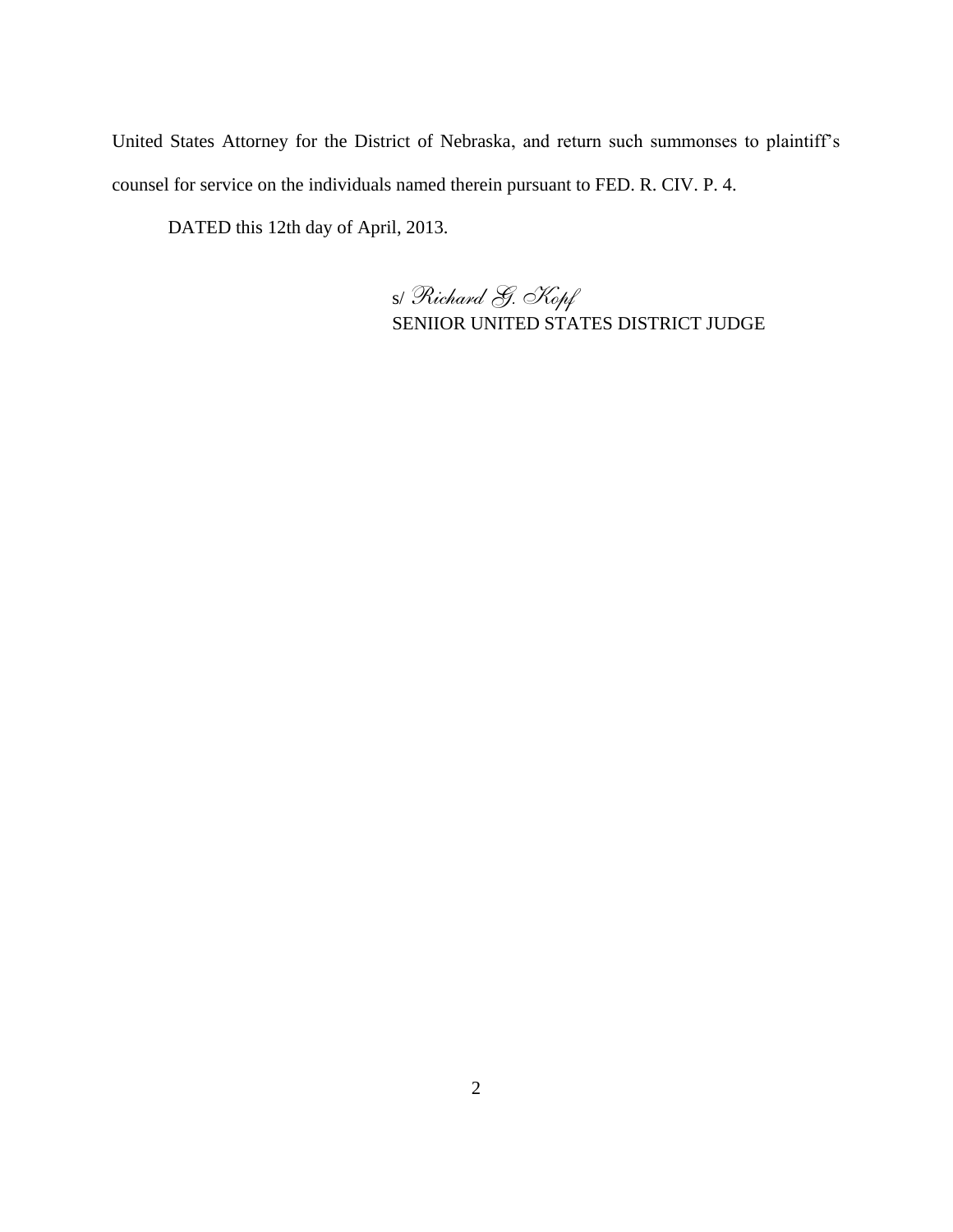United States Attorney for the District of Nebraska, and return such summonses to plaintiff's counsel for service on the individuals named therein pursuant to FED. R. CIV. P. 4.

DATED this 12th day of April, 2013.

s/ *Richard G. Kopf*
SENIIOR UNITED STATES DISTRICT JUDGE